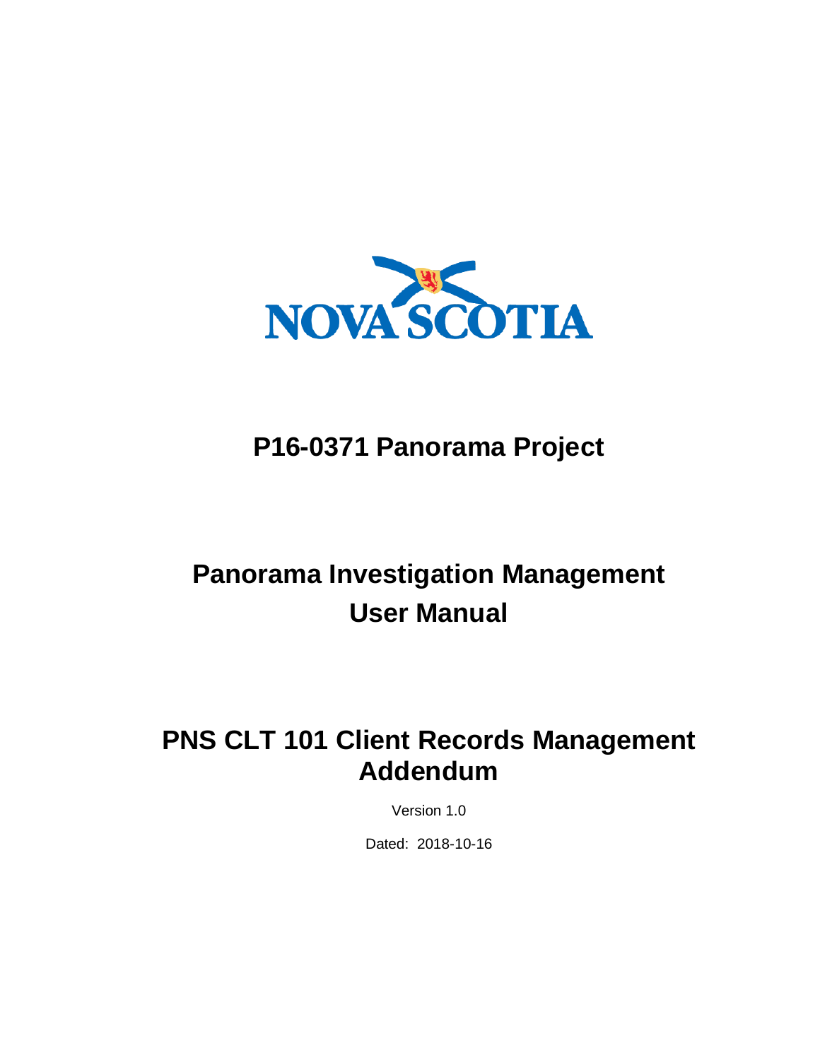NOVA SCOTIA

# P16-0371 Panorama Project

# Panorama Investigation Management User Manual

# PNS CLT 101 Client Records Management Addendum

Version 1.0

Dated: 2018-10-16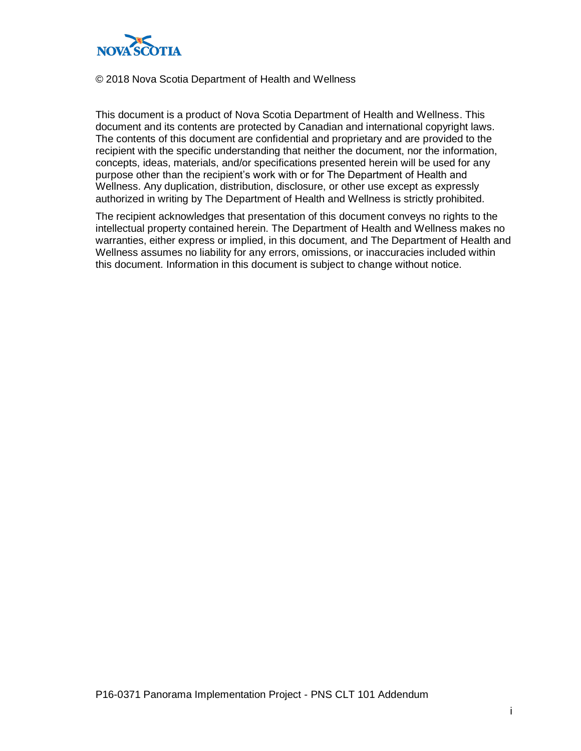© 2018 Nova Scotia Department of Health and Wellness

This document is a product of Nova Scotia Department of Health and Wellness. This document and its contents are protected by Canadian and international copyright laws. The contents of this document are confidential and proprietary and are provided to the recipient with the specific understanding that neither the document, nor the information, concepts, ideas, materials, and/or specifications presented herein will be used for any purpose other than the recipient's work with or for The Department of Health and Wellness. Any duplication, distribution, disclosure, or other use except as expressly authorized in writing by The Department of Health and Wellness is strictly prohibited.

The recipient acknowledges that presentation of this document conveys no rights to the intellectual property contained herein. The Department of Health and Wellness makes no warranties, either express or implied, in this document, and The Department of Health and Wellness assumes no liability for any errors, omissions, or inaccuracies included within this document. Information in this document is subject to change without notice.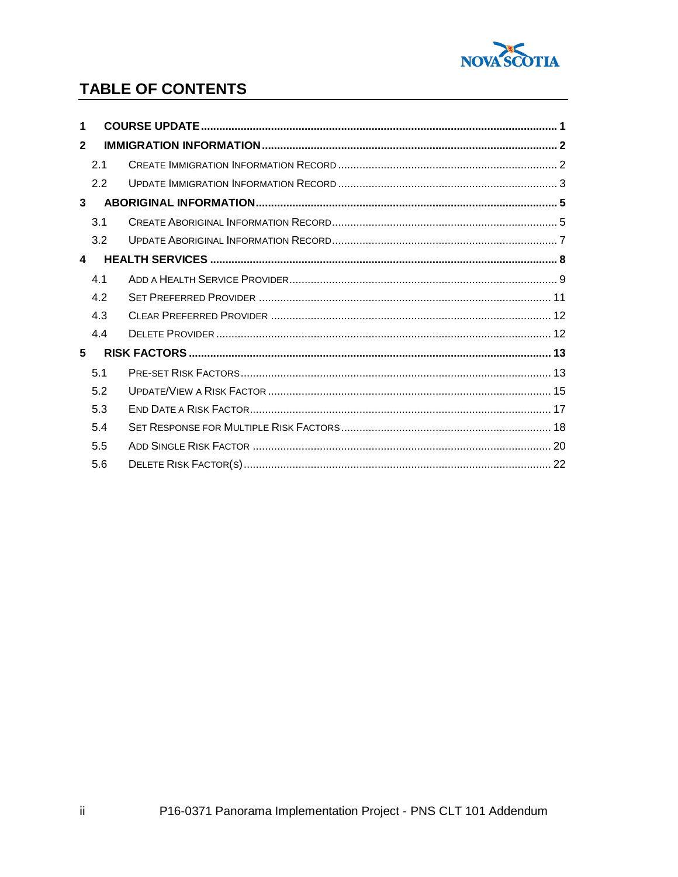## TABLE OF CONTENTS

1 COURSE UPDATE .......... 1

2 IMMIGRATION INFORMATION .......... 2

- 2.1 Create Immigration Information Record .......... 2
- 2.2 Update Immigration Information Record .......... 3

3 ABORIGINAL INFORMATION .......... 5

- 3.1 Create Aboriginal Information Record .......... 5
- 3.2 Update Aboriginal Information Record .......... 7

4 HEALTH SERVICES .......... 8

- 4.1 Add a Health Service Provider .......... 9
- 4.2 Set Preferred Provider .......... 11
- 4.3 Clear Preferred Provider .......... 12
- 4.4 Delete Provider .......... 12

5 RISK FACTORS .......... 13

- 5.1 Pre-set Risk Factors .......... 13
- 5.2 Update/View a Risk Factor .......... 15
- 5.3 End Date a Risk Factor .......... 17
- 5.4 Set Response for Multiple Risk Factors .......... 18
- 5.5 Add Single Risk Factor .......... 20
- 5.6 Delete Risk Factor(s) .......... 22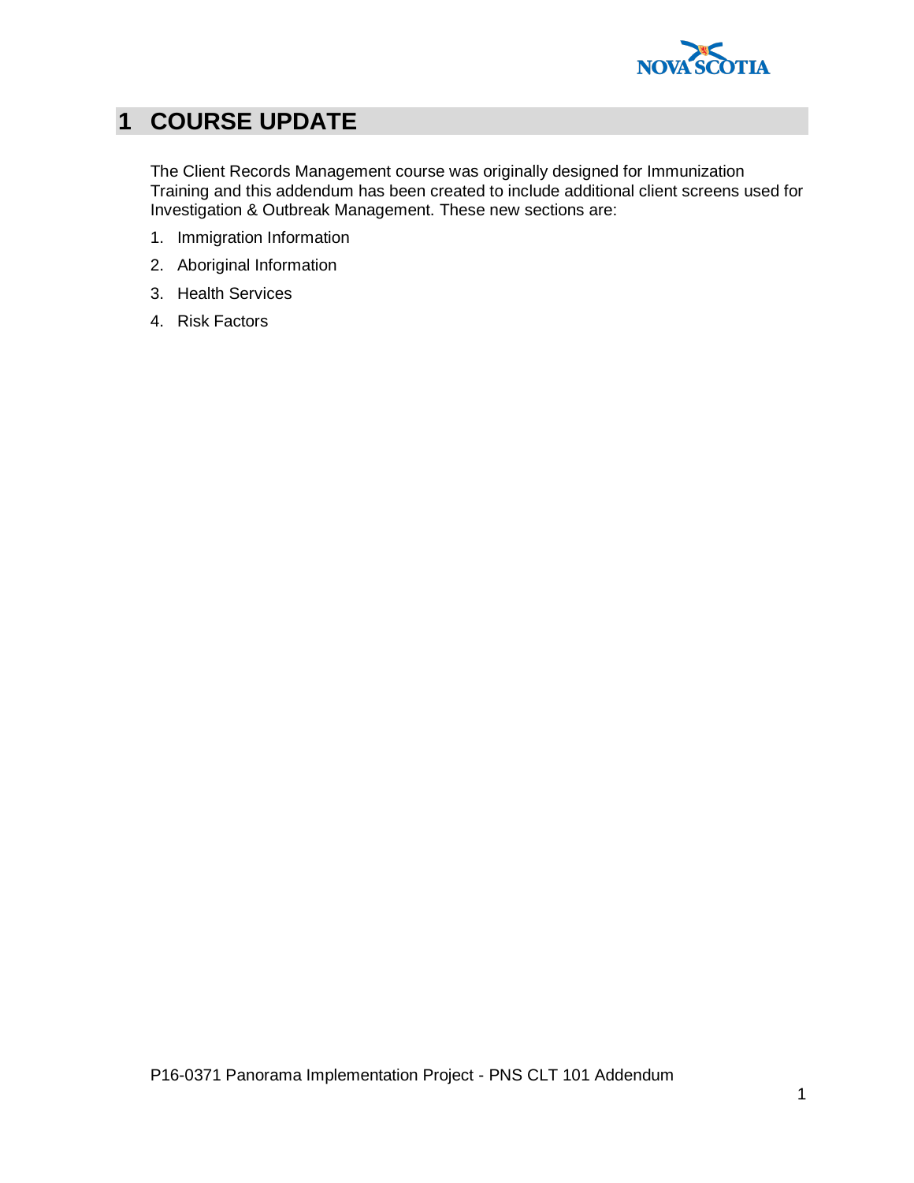# 1 COURSE UPDATE

The Client Records Management course was originally designed for Immunization Training and this addendum has been created to include additional client screens used for Investigation & Outbreak Management. These new sections are:

1. Immigration Information
2. Aboriginal Information
3. Health Services
4. Risk Factors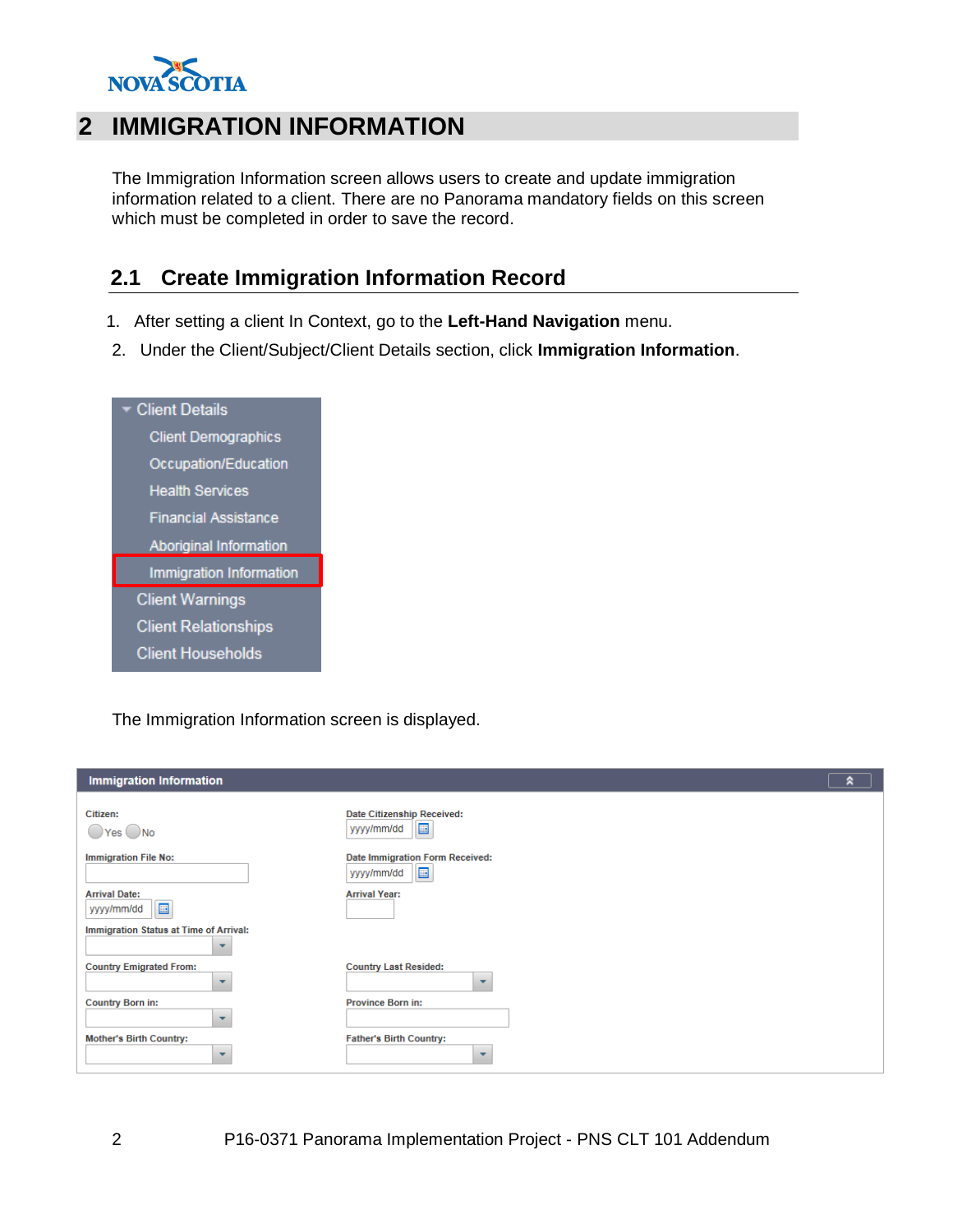# 2 IMMIGRATION INFORMATION

The Immigration Information screen allows users to create and update immigration information related to a client. There are no Panorama mandatory fields on this screen which must be completed in order to save the record.

## 2.1 Create Immigration Information Record

1. After setting a client In Context, go to the **Left-Hand Navigation** menu.
2. Under the Client/Subject/Client Details section, click **Immigration Information**.

The Immigration Information screen is displayed.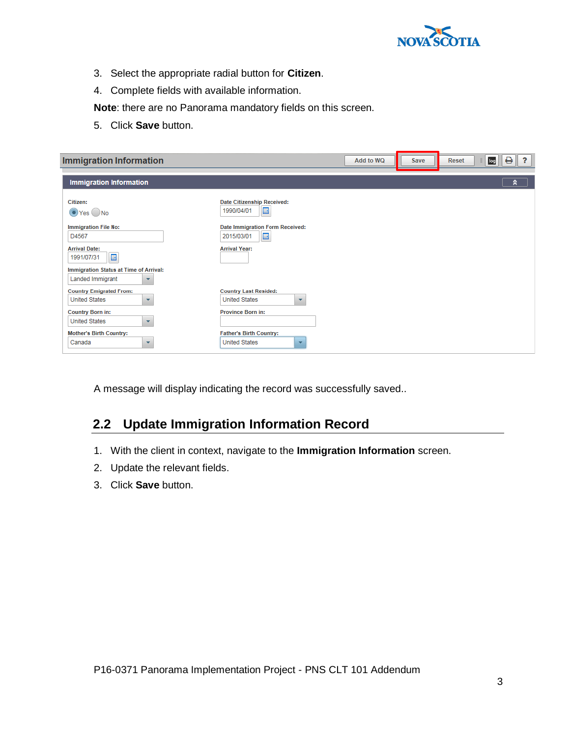3. Select the appropriate radial button for **Citizen**.
4. Complete fields with available information.

**Note**: there are no Panorama mandatory fields on this screen.

5. Click **Save** button.

A message will display indicating the record was successfully saved..

## 2.2 Update Immigration Information Record

1. With the client in context, navigate to the **Immigration Information** screen.
2. Update the relevant fields.
3. Click **Save** button.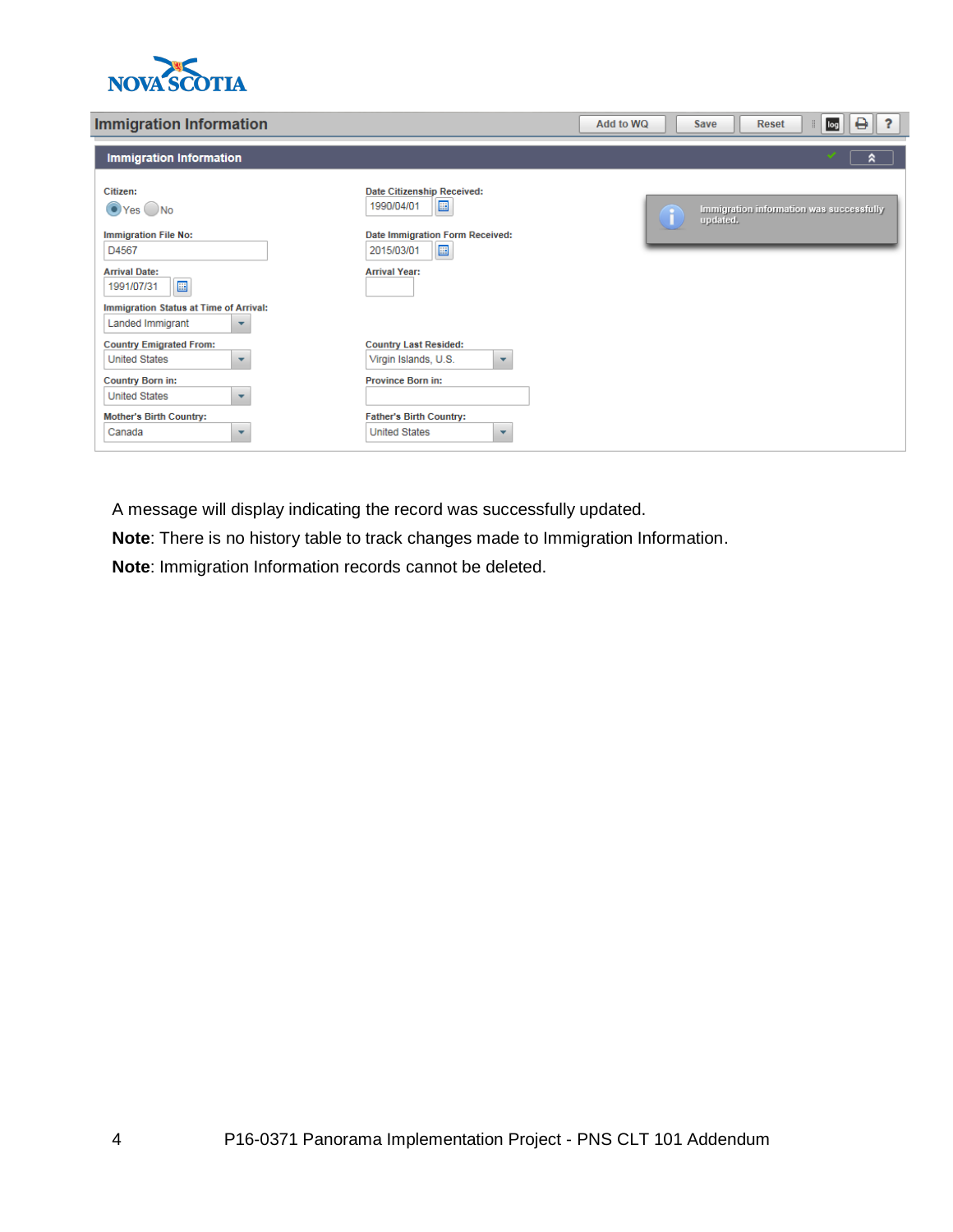A message will display indicating the record was successfully updated.

**Note**: There is no history table to track changes made to Immigration Information.

**Note**: Immigration Information records cannot be deleted.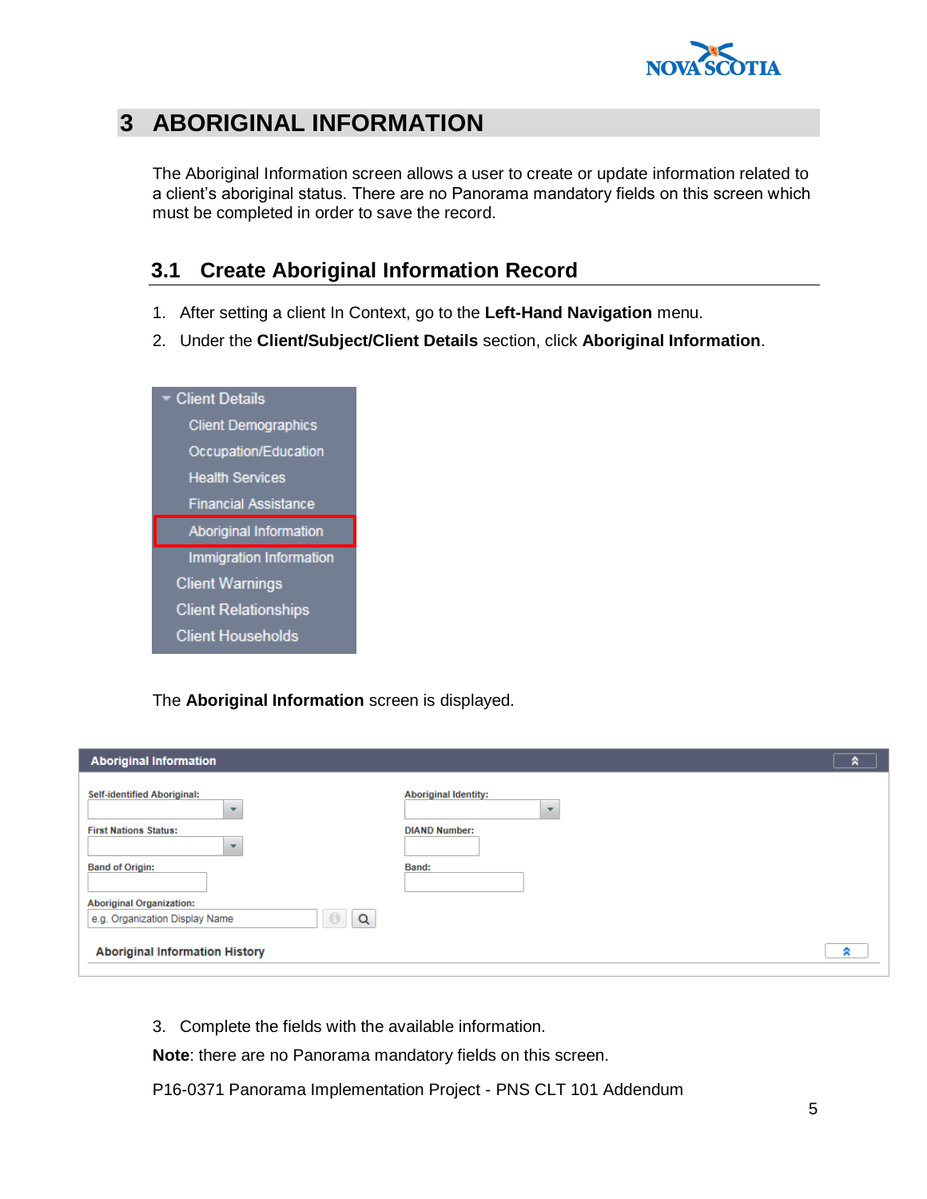# 3 ABORIGINAL INFORMATION

The Aboriginal Information screen allows a user to create or update information related to a client's aboriginal status. There are no Panorama mandatory fields on this screen which must be completed in order to save the record.

## 3.1 Create Aboriginal Information Record

1. After setting a client In Context, go to the **Left-Hand Navigation** menu.
2. Under the **Client/Subject/Client Details** section, click **Aboriginal Information**.

The **Aboriginal Information** screen is displayed.

3. Complete the fields with the available information.

**Note**: there are no Panorama mandatory fields on this screen.

P16-0371 Panorama Implementation Project - PNS CLT 101 Addendum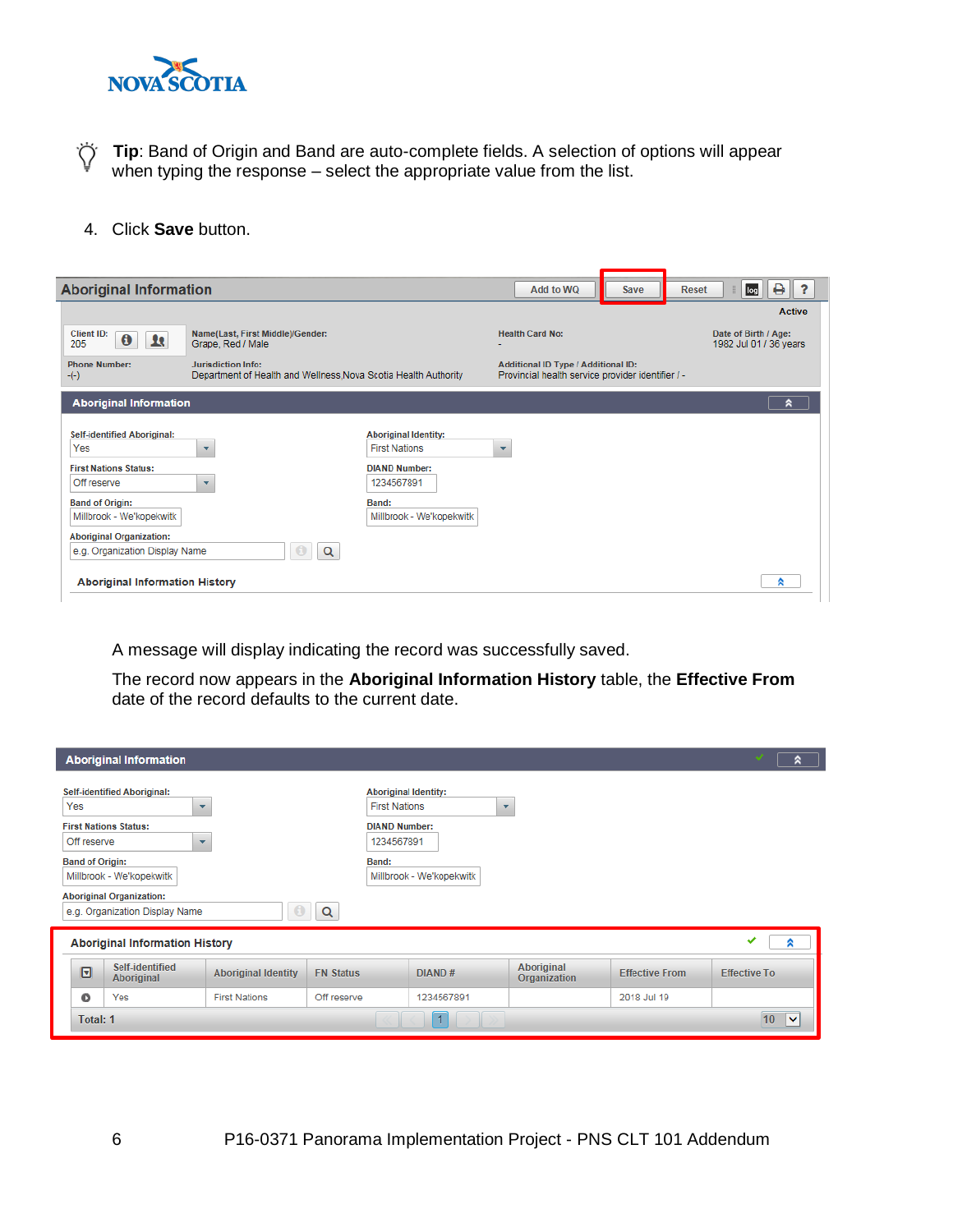**Tip**: Band of Origin and Band are auto-complete fields. A selection of options will appear when typing the response – select the appropriate value from the list.

4. Click **Save** button.

A message will display indicating the record was successfully saved.

The record now appears in the **Aboriginal Information History** table, the **Effective From** date of the record defaults to the current date.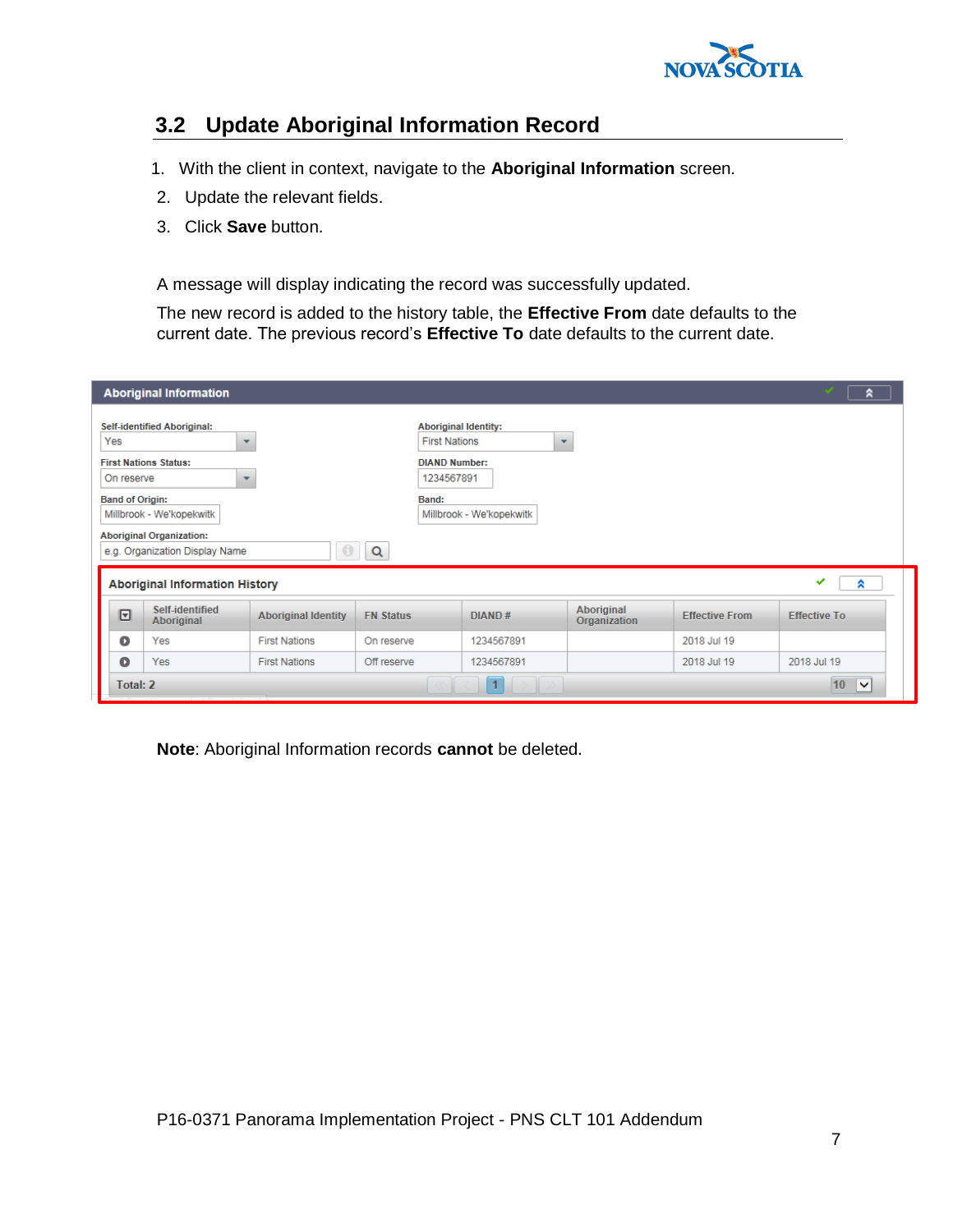## 3.2 Update Aboriginal Information Record

1. With the client in context, navigate to the **Aboriginal Information** screen.
2. Update the relevant fields.
3. Click **Save** button.

A message will display indicating the record was successfully updated.

The new record is added to the history table, the **Effective From** date defaults to the current date. The previous record's **Effective To** date defaults to the current date.

**Aboriginal Information**

Self-identified Aboriginal: Yes

Aboriginal Identity: First Nations

First Nations Status: On reserve

DIAND Number: 1234567891

Band of Origin: Millbrook - We'kopekwitk

Band: Millbrook - We'kopekwitk

Aboriginal Organization: e.g. Organization Display Name

**Aboriginal Information History**

| Self-identified Aboriginal | Aboriginal Identity | FN Status | DIAND # | Aboriginal Organization | Effective From | Effective To |
|---|---|---|---|---|---|---|
| Yes | First Nations | On reserve | 1234567891 | | 2018 Jul 19 | |
| Yes | First Nations | Off reserve | 1234567891 | | 2018 Jul 19 | 2018 Jul 19 |

Total: 2

**Note**: Aboriginal Information records **cannot** be deleted.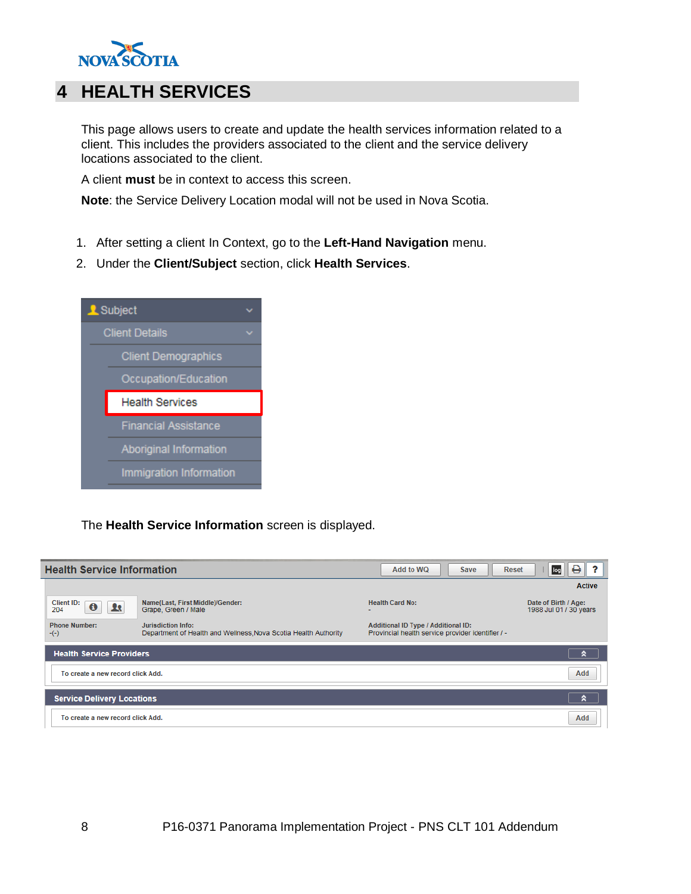# 4 HEALTH SERVICES

This page allows users to create and update the health services information related to a client. This includes the providers associated to the client and the service delivery locations associated to the client.

A client **must** be in context to access this screen.

**Note**: the Service Delivery Location modal will not be used in Nova Scotia.

1. After setting a client In Context, go to the **Left-Hand Navigation** menu.
2. Under the **Client/Subject** section, click **Health Services**.

The **Health Service Information** screen is displayed.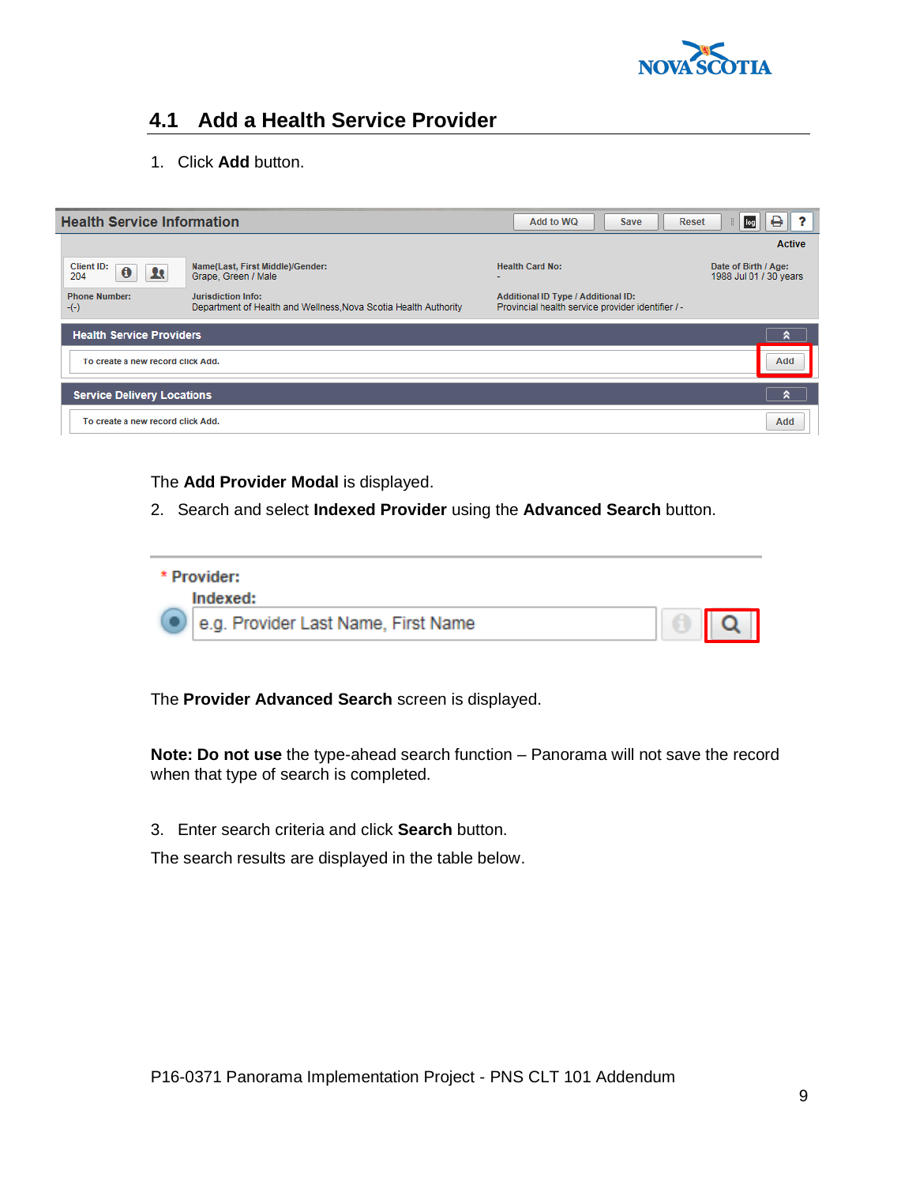## 4.1 Add a Health Service Provider

1. Click **Add** button.

The **Add Provider Modal** is displayed.

2. Search and select **Indexed Provider** using the **Advanced Search** button.

The **Provider Advanced Search** screen is displayed.

**Note: Do not use** the type-ahead search function – Panorama will not save the record when that type of search is completed.

3. Enter search criteria and click **Search** button.

The search results are displayed in the table below.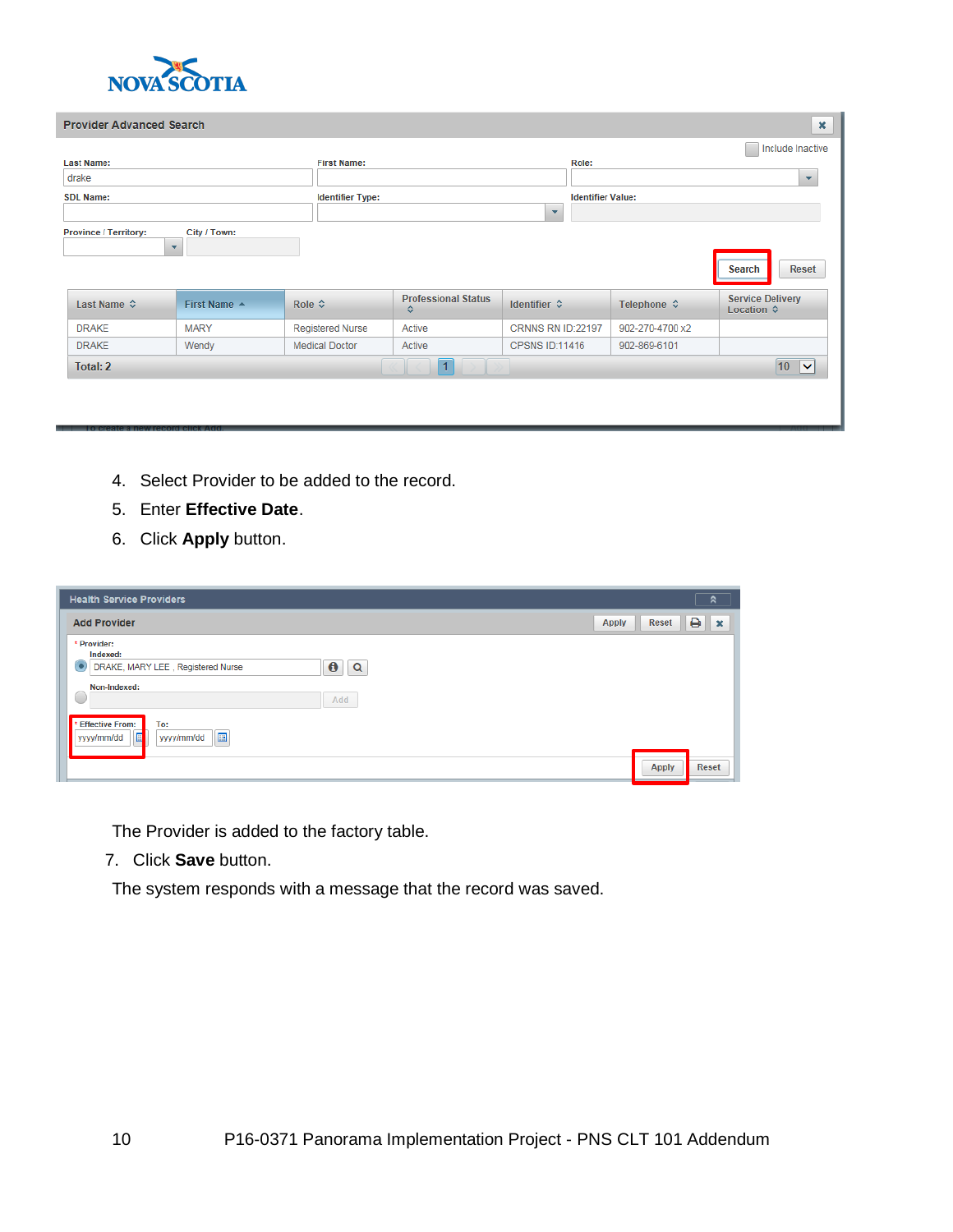4. Select Provider to be added to the record.
5. Enter **Effective Date**.
6. Click **Apply** button.

The Provider is added to the factory table.

7. Click **Save** button.

The system responds with a message that the record was saved.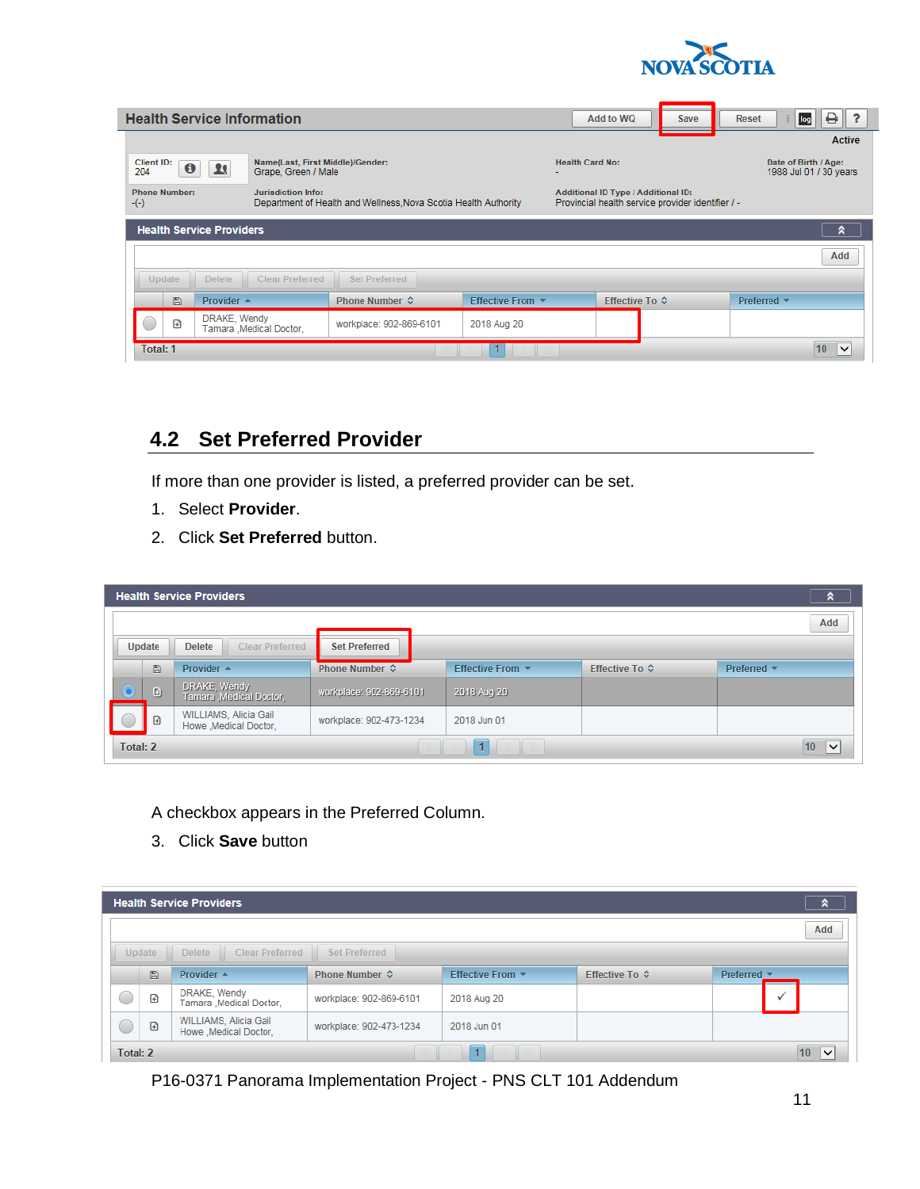## 4.2 Set Preferred Provider

If more than one provider is listed, a preferred provider can be set.

1. Select **Provider**.
2. Click **Set Preferred** button.

A checkbox appears in the Preferred Column.

3. Click **Save** button

P16-0371 Panorama Implementation Project - PNS CLT 101 Addendum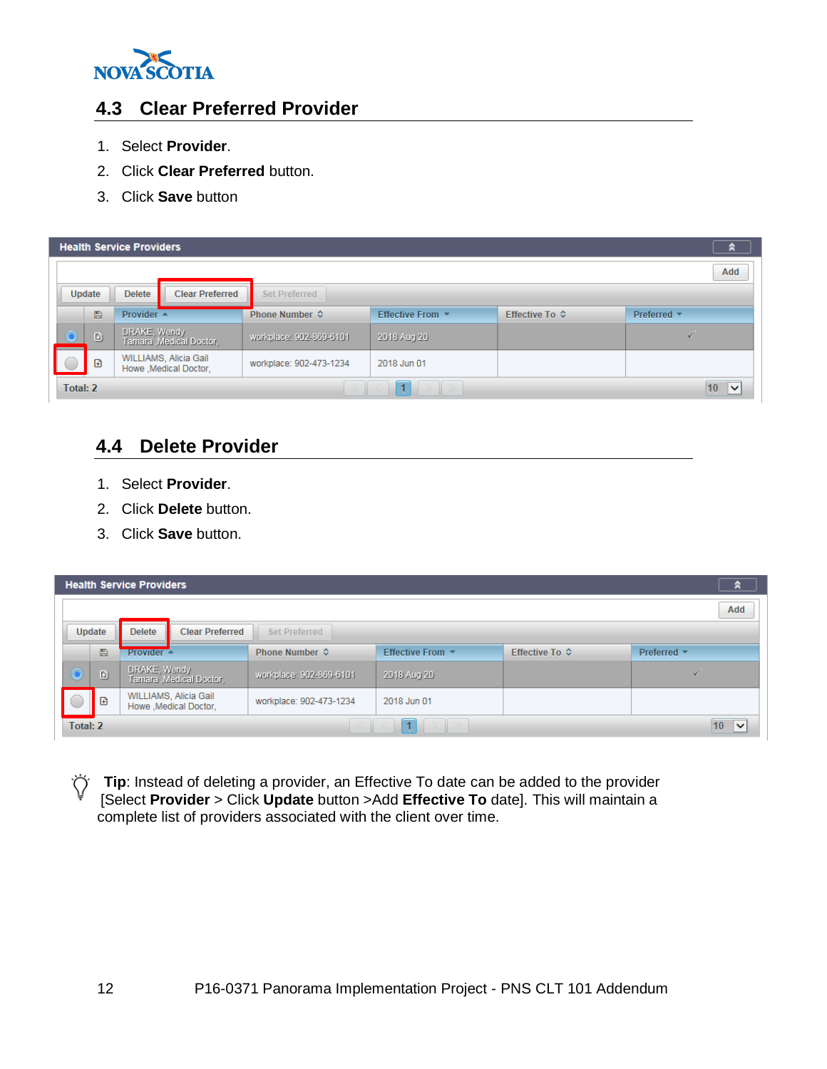## 4.3 Clear Preferred Provider

1. Select **Provider**.
2. Click **Clear Preferred** button.
3. Click **Save** button

**Health Service Providers**

Add

Update | Delete | Clear Preferred | Set Preferred

| | | Provider | Phone Number | Effective From | Effective To | Preferred |
|---|---|---|---|---|---|---|
| ◉ | | DRAKE, Wendy Tamara ,Medical Doctor, | workplace: 902-869-6101 | 2018 Aug 20 | | ✓ |
| ○ | | WILLIAMS, Alicia Gail Howe ,Medical Doctor, | workplace: 902-473-1234 | 2018 Jun 01 | | |

Total: 2

## 4.4 Delete Provider

1. Select **Provider**.
2. Click **Delete** button.
3. Click **Save** button.

**Health Service Providers**

Add

Update | Delete | Clear Preferred | Set Preferred

| | | Provider | Phone Number | Effective From | Effective To | Preferred |
|---|---|---|---|---|---|---|
| ◉ | | DRAKE, Wendy Tamara ,Medical Doctor, | workplace: 902-869-6101 | 2018 Aug 20 | | ✓ |
| ○ | | WILLIAMS, Alicia Gail Howe ,Medical Doctor, | workplace: 902-473-1234 | 2018 Jun 01 | | |

Total: 2

**Tip**: Instead of deleting a provider, an Effective To date can be added to the provider [Select **Provider** > Click **Update** button >Add **Effective To** date]. This will maintain a complete list of providers associated with the client over time.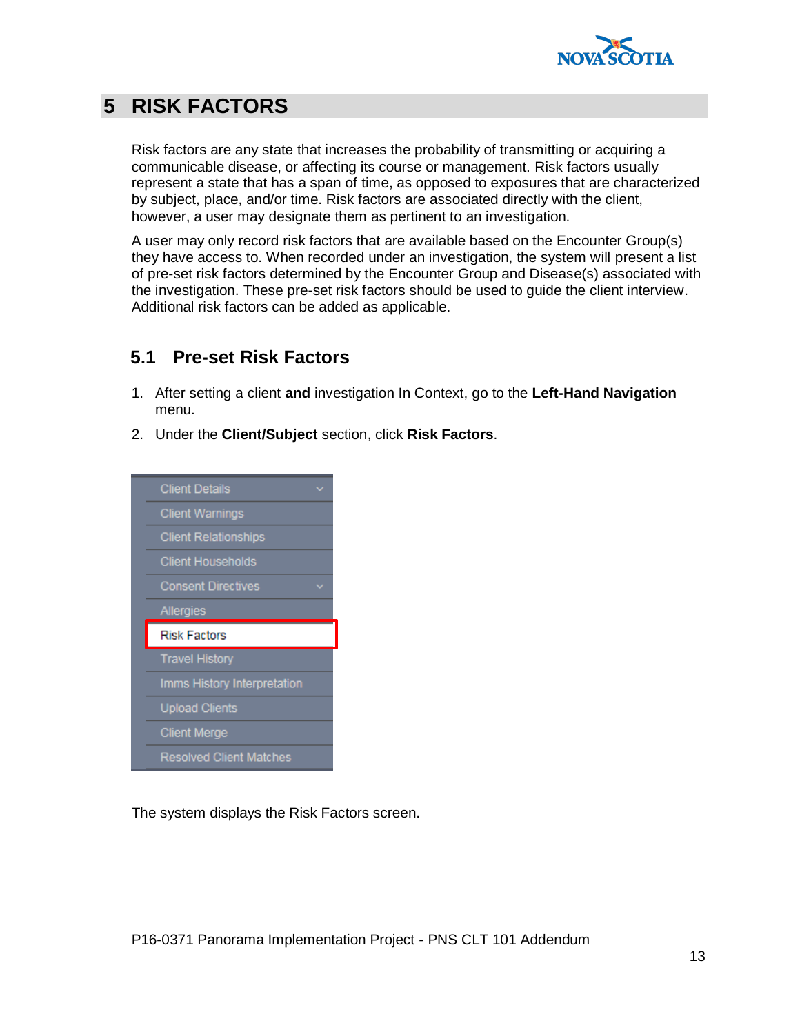# 5 RISK FACTORS

Risk factors are any state that increases the probability of transmitting or acquiring a communicable disease, or affecting its course or management. Risk factors usually represent a state that has a span of time, as opposed to exposures that are characterized by subject, place, and/or time. Risk factors are associated directly with the client, however, a user may designate them as pertinent to an investigation.

A user may only record risk factors that are available based on the Encounter Group(s) they have access to. When recorded under an investigation, the system will present a list of pre-set risk factors determined by the Encounter Group and Disease(s) associated with the investigation. These pre-set risk factors should be used to guide the client interview. Additional risk factors can be added as applicable.

## 5.1 Pre-set Risk Factors

1. After setting a client **and** investigation In Context, go to the **Left-Hand Navigation** menu.
2. Under the **Client/Subject** section, click **Risk Factors**.

The system displays the Risk Factors screen.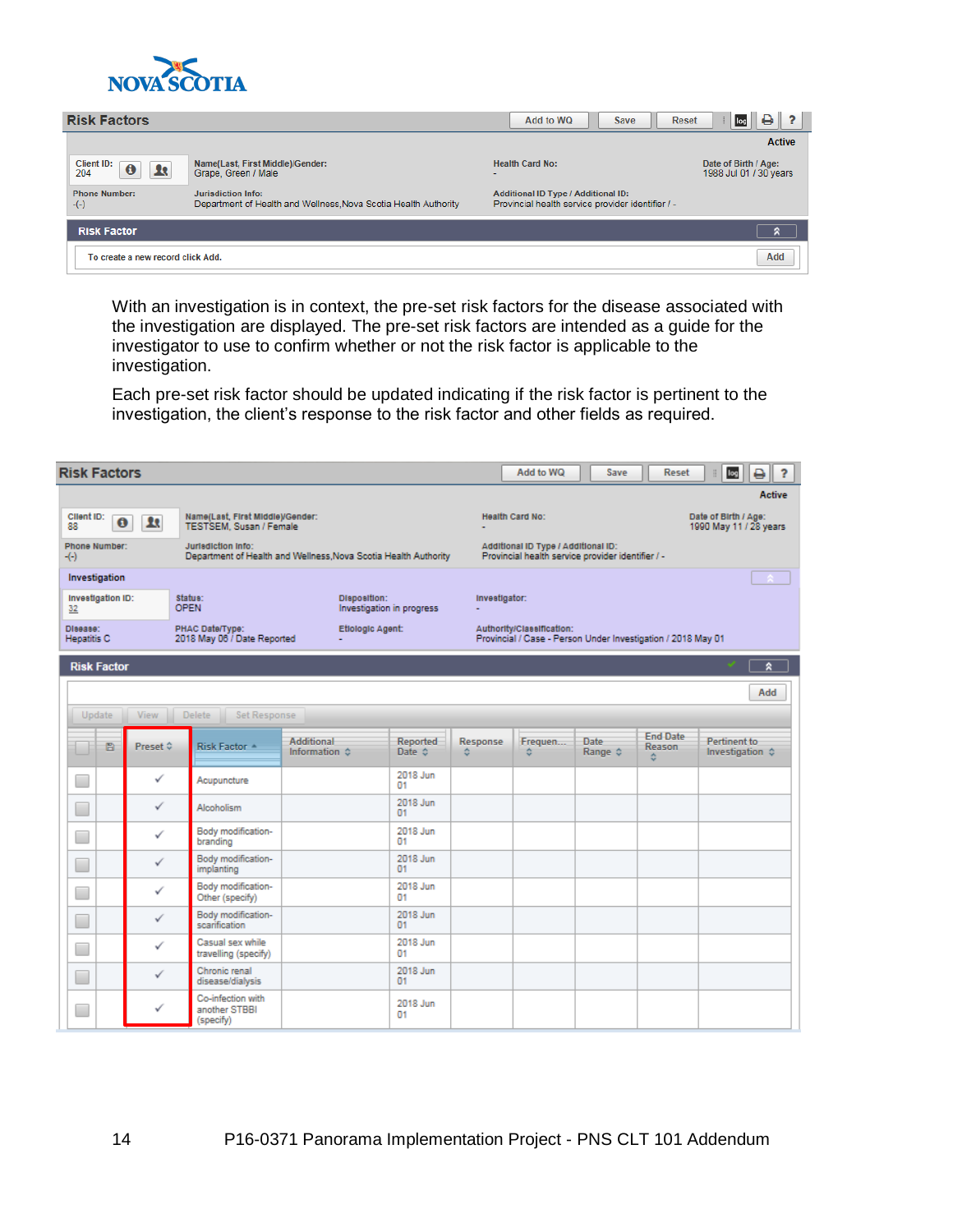## Risk Factors

Add to WQ | Save | Reset

Active

| Client ID: 204 | Name(Last, First Middle)/Gender: Grape, Green / Male | Health Card No: - | Date of Birth / Age: 1988 Jul 01 / 30 years |
|---|---|---|---|
| Phone Number: -(-) | Jurisdiction Info: Department of Health and Wellness,Nova Scotia Health Authority | Additional ID Type / Additional ID: Provincial health service provider identifier / - | |

**Risk Factor**

To create a new record click Add. | Add

With an investigation is in context, the pre-set risk factors for the disease associated with the investigation are displayed. The pre-set risk factors are intended as a guide for the investigator to use to confirm whether or not the risk factor is applicable to the investigation.

Each pre-set risk factor should be updated indicating if the risk factor is pertinent to the investigation, the client's response to the risk factor and other fields as required.

## Risk Factors

Add to WQ | Save | Reset

Active

| Client ID: 88 | Name(Last, First Middle)/Gender: TESTSEM, Susan / Female | Health Card No: - | Date of Birth / Age: 1990 May 11 / 28 years |
|---|---|---|---|
| Phone Number: -(-) | Jurisdiction Info: Department of Health and Wellness,Nova Scotia Health Authority | Additional ID Type / Additional ID: Provincial health service provider identifier / - | |

**Investigation**

| Investigation ID: 32 | Status: OPEN | Disposition: Investigation in progress | Investigator: - |
|---|---|---|---|
| Disease: Hepatitis C | PHAC Date/Type: 2018 May 06 / Date Reported | Etiologic Agent: - | Authority/Classification: Provincial / Case - Person Under Investigation / 2018 May 01 |

**Risk Factor**

Add

Update | View | Delete | Set Response

| | | Preset | Risk Factor | Additional Information | Reported Date | Response | Frequen... | Date Range | End Date Reason | Pertinent to Investigation |
|---|---|---|---|---|---|---|---|---|---|---|
| ☐ | | ✓ | Acupuncture | | 2018 Jun 01 | | | | | |
| ☐ | | ✓ | Alcoholism | | 2018 Jun 01 | | | | | |
| ☐ | | ✓ | Body modification-branding | | 2018 Jun 01 | | | | | |
| ☐ | | ✓ | Body modification-implanting | | 2018 Jun 01 | | | | | |
| ☐ | | ✓ | Body modification-Other (specify) | | 2018 Jun 01 | | | | | |
| ☐ | | ✓ | Body modification-scarification | | 2018 Jun 01 | | | | | |
| ☐ | | ✓ | Casual sex while travelling (specify) | | 2018 Jun 01 | | | | | |
| ☐ | | ✓ | Chronic renal disease/dialysis | | 2018 Jun 01 | | | | | |
| ☐ | | ✓ | Co-infection with another STBBI (specify) | | 2018 Jun 01 | | | | | |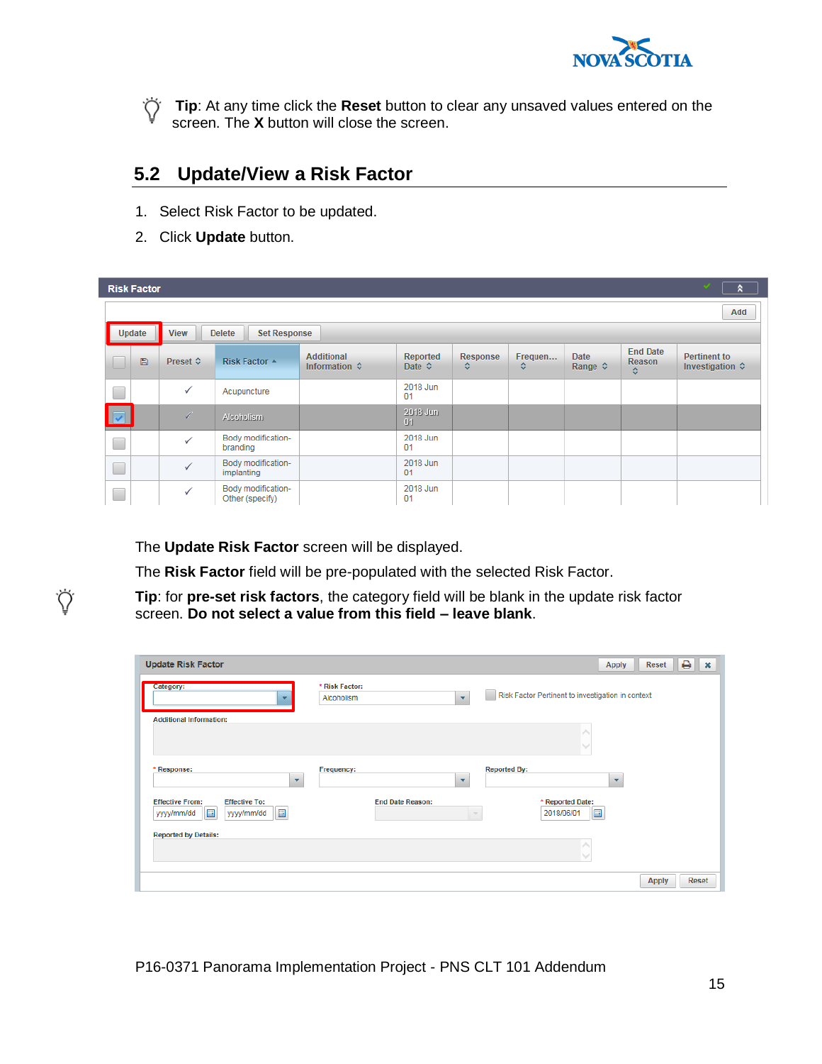**Tip**: At any time click the **Reset** button to clear any unsaved values entered on the screen. The **X** button will close the screen.

## 5.2 Update/View a Risk Factor

1. Select Risk Factor to be updated.
2. Click **Update** button.

The **Update Risk Factor** screen will be displayed.

The **Risk Factor** field will be pre-populated with the selected Risk Factor.

**Tip**: for **pre-set risk factors**, the category field will be blank in the update risk factor screen. **Do not select a value from this field – leave blank**.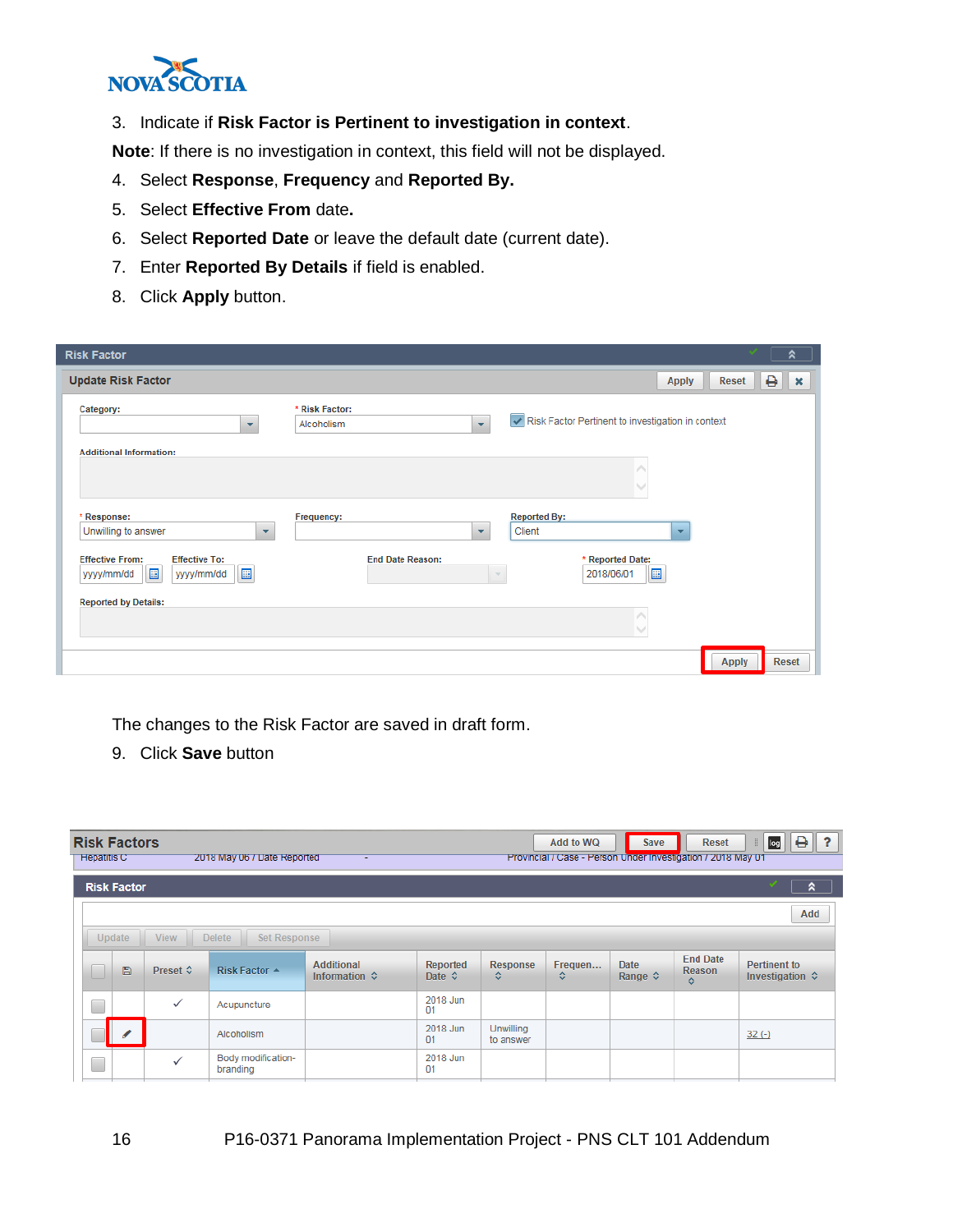3. Indicate if **Risk Factor is Pertinent to investigation in context**.

**Note**: If there is no investigation in context, this field will not be displayed.

4. Select **Response**, **Frequency** and **Reported By.**
5. Select **Effective From** date**.**
6. Select **Reported Date** or leave the default date (current date).
7. Enter **Reported By Details** if field is enabled.
8. Click **Apply** button.

The changes to the Risk Factor are saved in draft form.

9. Click **Save** button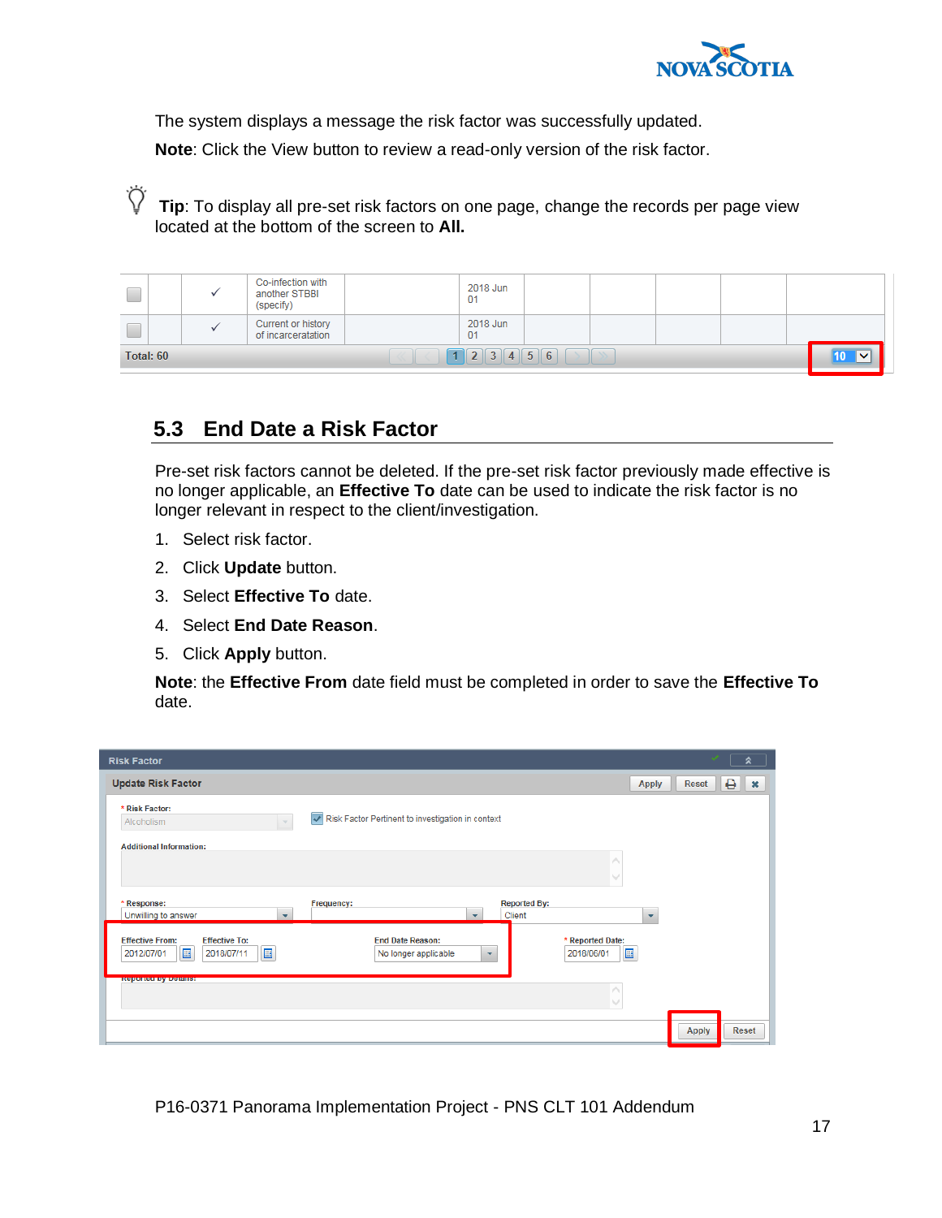The system displays a message the risk factor was successfully updated.

**Note**: Click the View button to review a read-only version of the risk factor.

**Tip**: To display all pre-set risk factors on one page, change the records per page view located at the bottom of the screen to **All.**

## 5.3 End Date a Risk Factor

Pre-set risk factors cannot be deleted. If the pre-set risk factor previously made effective is no longer applicable, an **Effective To** date can be used to indicate the risk factor is no longer relevant in respect to the client/investigation.

1. Select risk factor.
2. Click **Update** button.
3. Select **Effective To** date.
4. Select **End Date Reason**.
5. Click **Apply** button.

**Note**: the **Effective From** date field must be completed in order to save the **Effective To** date.

P16-0371 Panorama Implementation Project - PNS CLT 101 Addendum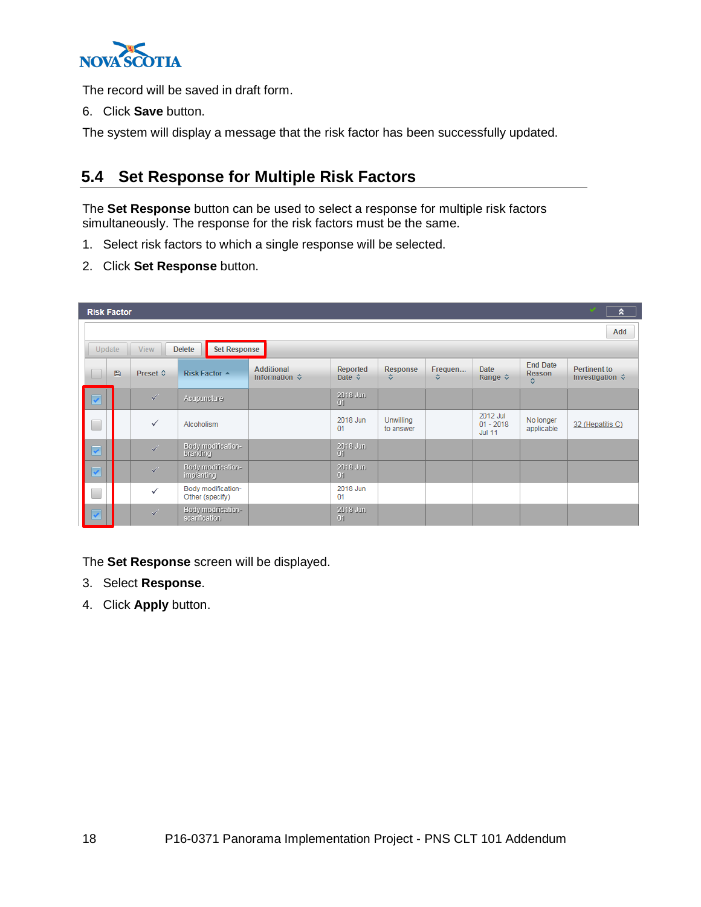The record will be saved in draft form.

6. Click **Save** button.

The system will display a message that the risk factor has been successfully updated.

## 5.4 Set Response for Multiple Risk Factors

The **Set Response** button can be used to select a response for multiple risk factors simultaneously. The response for the risk factors must be the same.

1. Select risk factors to which a single response will be selected.
2. Click **Set Response** button.

**Risk Factor**

Add

Update | View | Delete | Set Response

| | | Preset | Risk Factor | Additional Information | Reported Date | Response | Frequen... | Date Range | End Date Reason | Pertinent to Investigation |
|---|---|---|---|---|---|---|---|---|---|---|
| ☑ | | ✓ | Acupuncture | | 2018 Jun 01 | | | | | |
| ☐ | | ✓ | Alcoholism | | 2018 Jun 01 | Unwilling to answer | | 2012 Jul 01 - 2018 Jul 11 | No longer applicable | 32 (Hepatitis C) |
| ☑ | | ✓ | Body modification-branding | | 2018 Jun 01 | | | | | |
| ☑ | | ✓ | Body modification-implanting | | 2018 Jun 01 | | | | | |
| ☐ | | ✓ | Body modification-Other (specify) | | 2018 Jun 01 | | | | | |
| ☑ | | ✓ | Body modification-scarification | | 2018 Jun 01 | | | | | |

The **Set Response** screen will be displayed.

3. Select **Response**.
4. Click **Apply** button.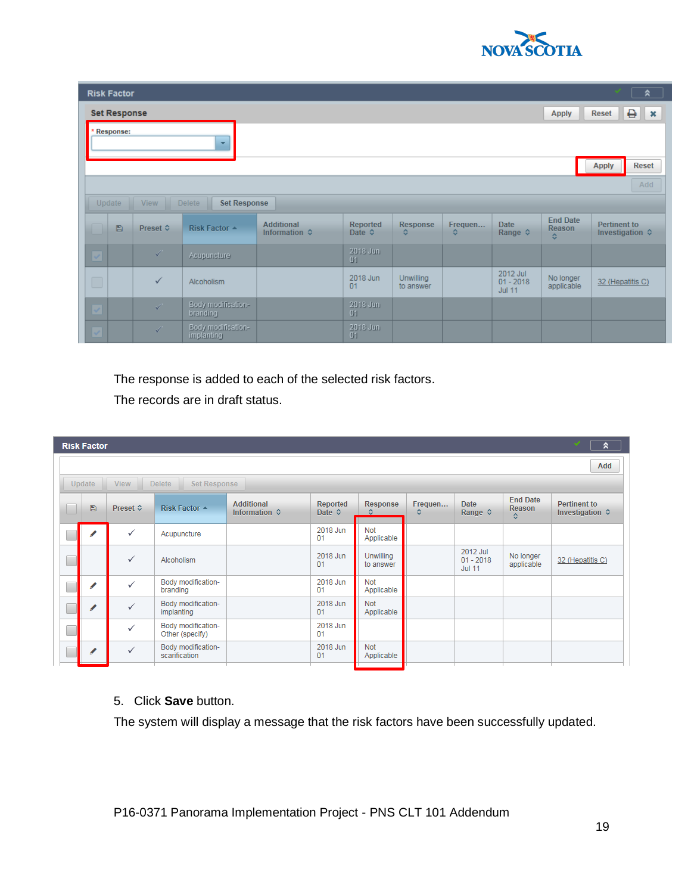The response is added to each of the selected risk factors.

The records are in draft status.

5. Click **Save** button.

The system will display a message that the risk factors have been successfully updated.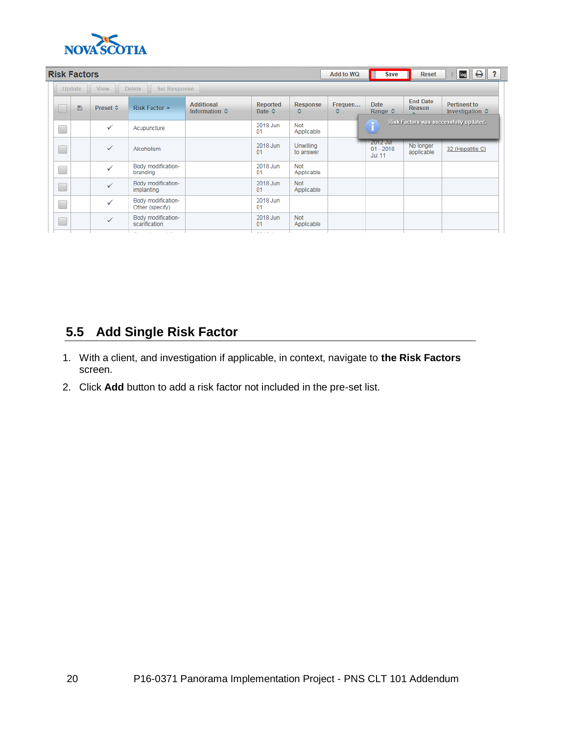## 5.5 Add Single Risk Factor

1. With a client, and investigation if applicable, in context, navigate to **the Risk Factors** screen.
2. Click **Add** button to add a risk factor not included in the pre-set list.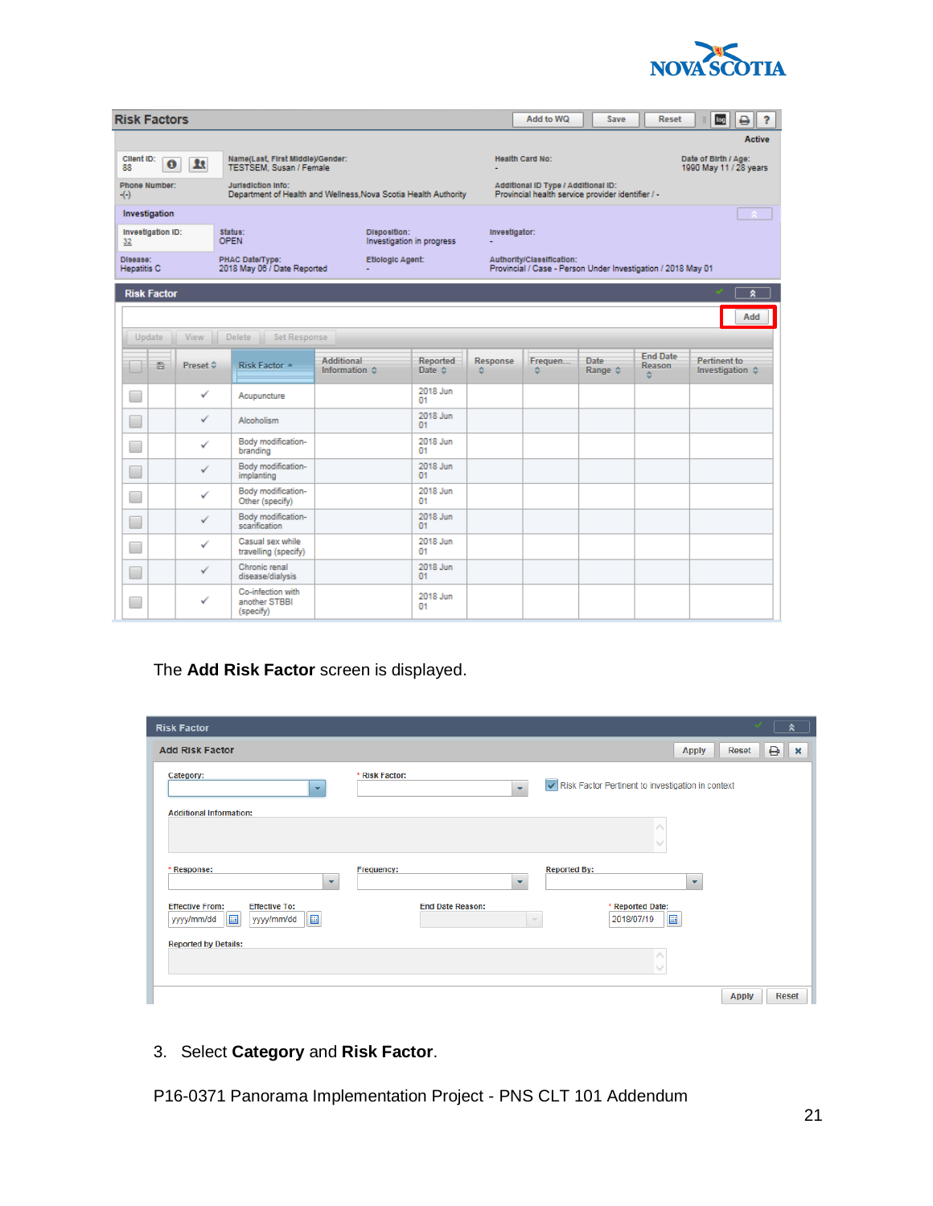The **Add Risk Factor** screen is displayed.

3. Select **Category** and **Risk Factor**.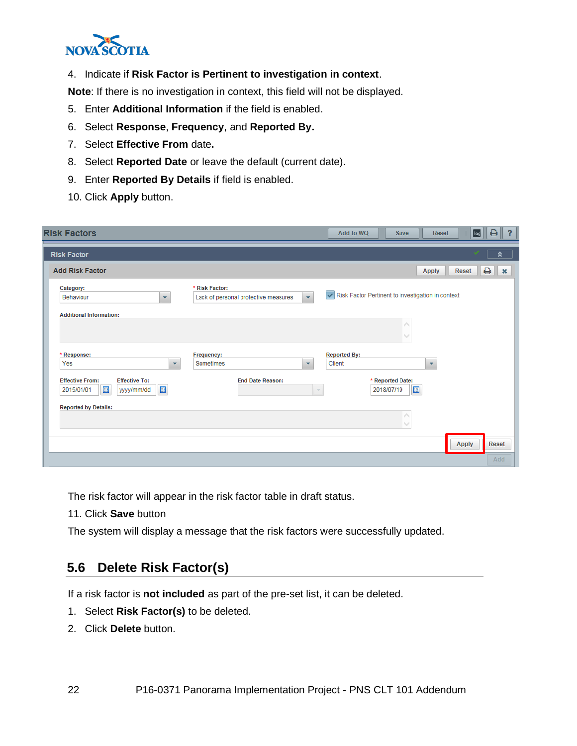4. Indicate if **Risk Factor is Pertinent to investigation in context**.

**Note**: If there is no investigation in context, this field will not be displayed.

5. Enter **Additional Information** if the field is enabled.
6. Select **Response**, **Frequency**, and **Reported By.**
7. Select **Effective From** date**.**
8. Select **Reported Date** or leave the default (current date).
9. Enter **Reported By Details** if field is enabled.
10. Click **Apply** button.

The risk factor will appear in the risk factor table in draft status.

11. Click **Save** button

The system will display a message that the risk factors were successfully updated.

## 5.6 Delete Risk Factor(s)

If a risk factor is **not included** as part of the pre-set list, it can be deleted.

1. Select **Risk Factor(s)** to be deleted.
2. Click **Delete** button.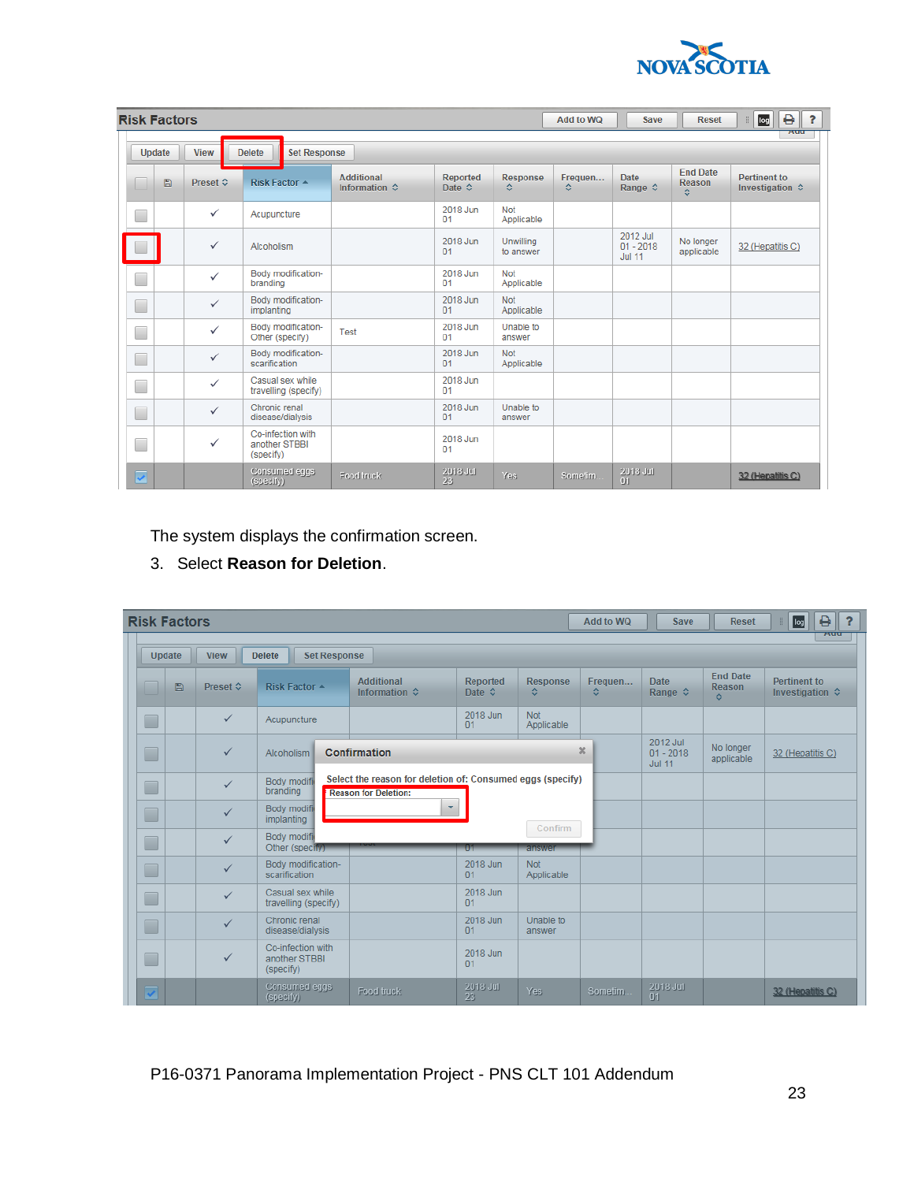The system displays the confirmation screen.

3. Select **Reason for Deletion**.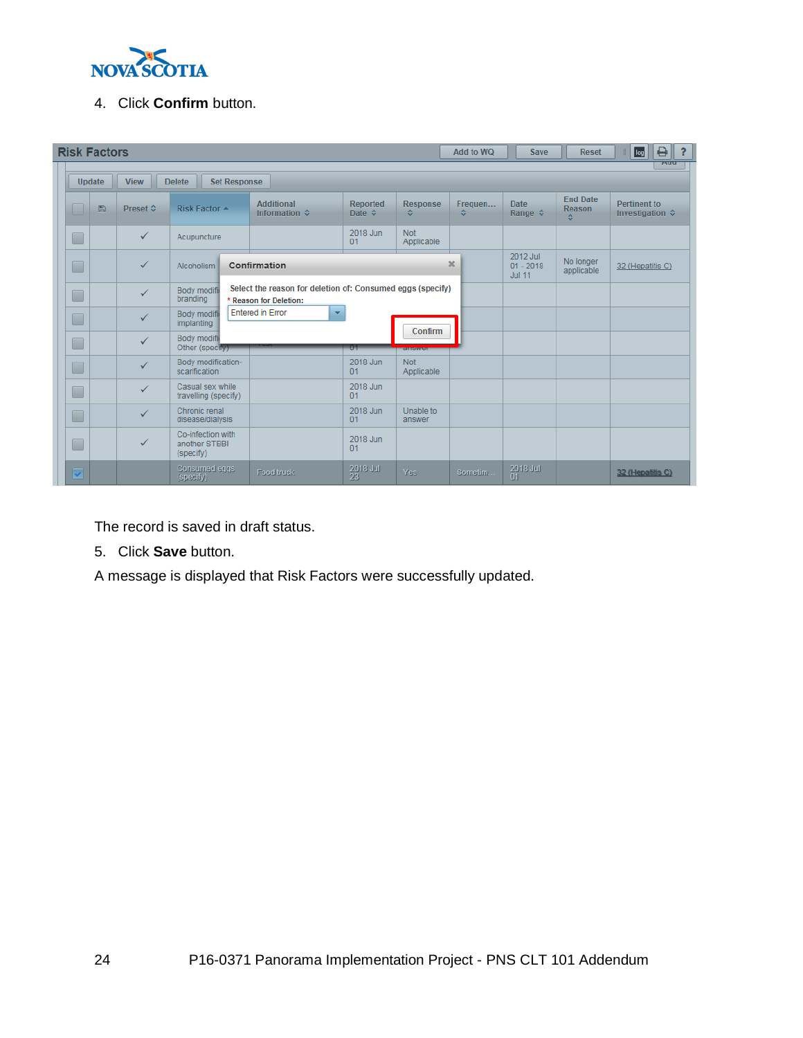4. Click **Confirm** button.

The record is saved in draft status.

5. Click **Save** button.

A message is displayed that Risk Factors were successfully updated.